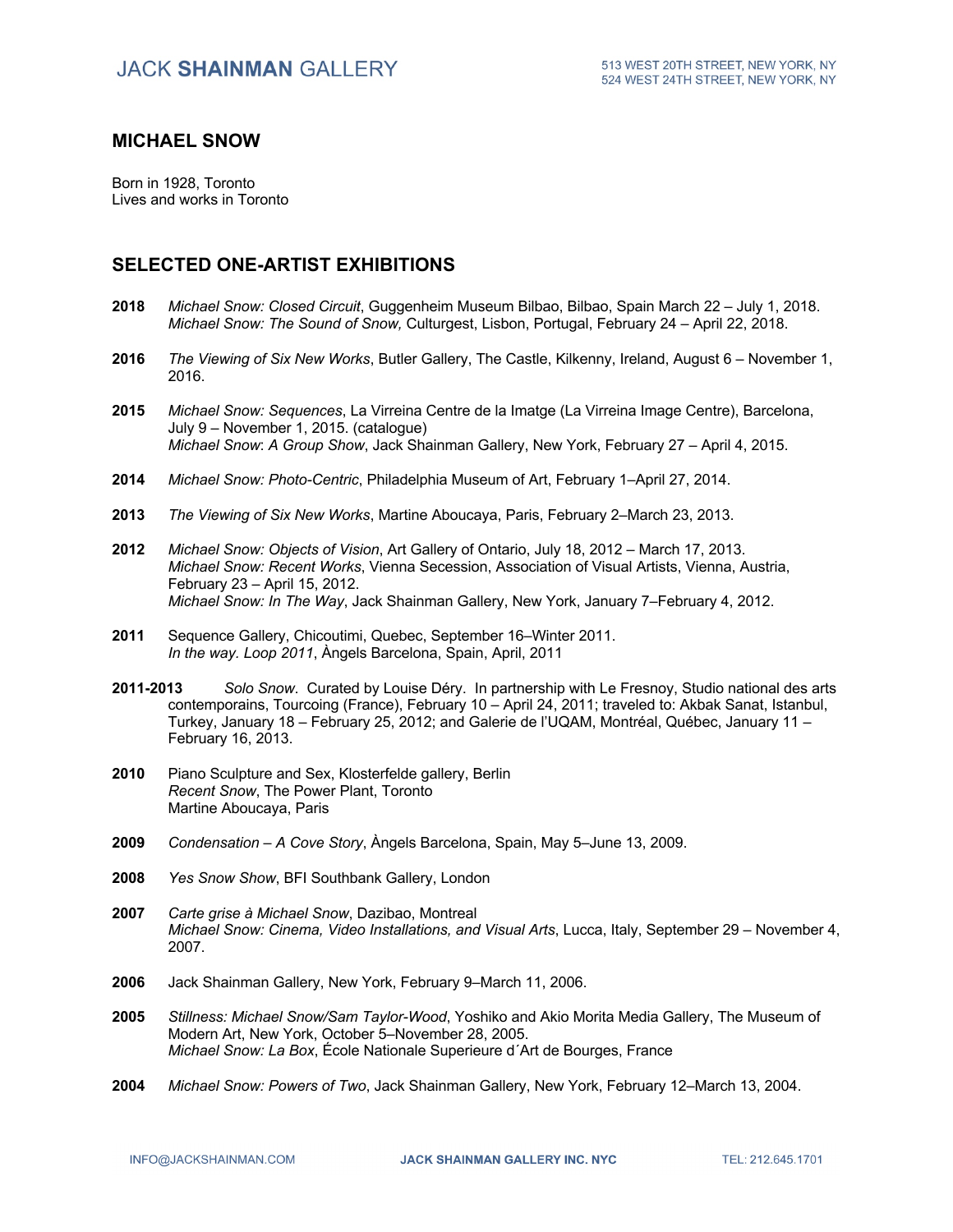## MICHAEL SNOW

Born in 1928, Toronto
Lives and works in Toronto

## SELECTED ONE-ARTIST EXHIBITIONS

**2018** *Michael Snow: Closed Circuit*, Guggenheim Museum Bilbao, Bilbao, Spain March 22 – July 1, 2018.
*Michael Snow: The Sound of Snow,* Culturgest, Lisbon, Portugal, February 24 – April 22, 2018.

**2016** *The Viewing of Six New Works*, Butler Gallery, The Castle, Kilkenny, Ireland, August 6 – November 1, 2016.

**2015** *Michael Snow: Sequences*, La Virreina Centre de la Imatge (La Virreina Image Centre), Barcelona, July 9 – November 1, 2015. (catalogue)
*Michael Snow*: *A Group Show*, Jack Shainman Gallery, New York, February 27 – April 4, 2015.

**2014** *Michael Snow: Photo-Centric*, Philadelphia Museum of Art, February 1–April 27, 2014.

**2013** *The Viewing of Six New Works*, Martine Aboucaya, Paris, February 2–March 23, 2013.

**2012** *Michael Snow: Objects of Vision*, Art Gallery of Ontario, July 18, 2012 – March 17, 2013.
*Michael Snow: Recent Works*, Vienna Secession, Association of Visual Artists, Vienna, Austria, February 23 – April 15, 2012.
*Michael Snow: In The Way*, Jack Shainman Gallery, New York, January 7–February 4, 2012.

**2011** Sequence Gallery, Chicoutimi, Quebec, September 16–Winter 2011.
*In the way. Loop 2011*, Àngels Barcelona, Spain, April, 2011

**2011-2013** *Solo Snow*. Curated by Louise Déry. In partnership with Le Fresnoy, Studio national des arts contemporains, Tourcoing (France), February 10 – April 24, 2011; traveled to: Akbak Sanat, Istanbul, Turkey, January 18 – February 25, 2012; and Galerie de l'UQAM, Montréal, Québec, January 11 – February 16, 2013.

**2010** Piano Sculpture and Sex, Klosterfelde gallery, Berlin
*Recent Snow*, The Power Plant, Toronto
Martine Aboucaya, Paris

**2009** *Condensation – A Cove Story*, Àngels Barcelona, Spain, May 5–June 13, 2009.

**2008** *Yes Snow Show*, BFI Southbank Gallery, London

**2007** *Carte grise à Michael Snow*, Dazibao, Montreal
*Michael Snow: Cinema, Video Installations, and Visual Arts*, Lucca, Italy, September 29 – November 4, 2007.

**2006** Jack Shainman Gallery, New York, February 9–March 11, 2006.

**2005** *Stillness: Michael Snow/Sam Taylor-Wood*, Yoshiko and Akio Morita Media Gallery, The Museum of Modern Art, New York, October 5–November 28, 2005.
*Michael Snow: La Box*, École Nationale Superieure d´Art de Bourges, France

**2004** *Michael Snow: Powers of Two*, Jack Shainman Gallery, New York, February 12–March 13, 2004.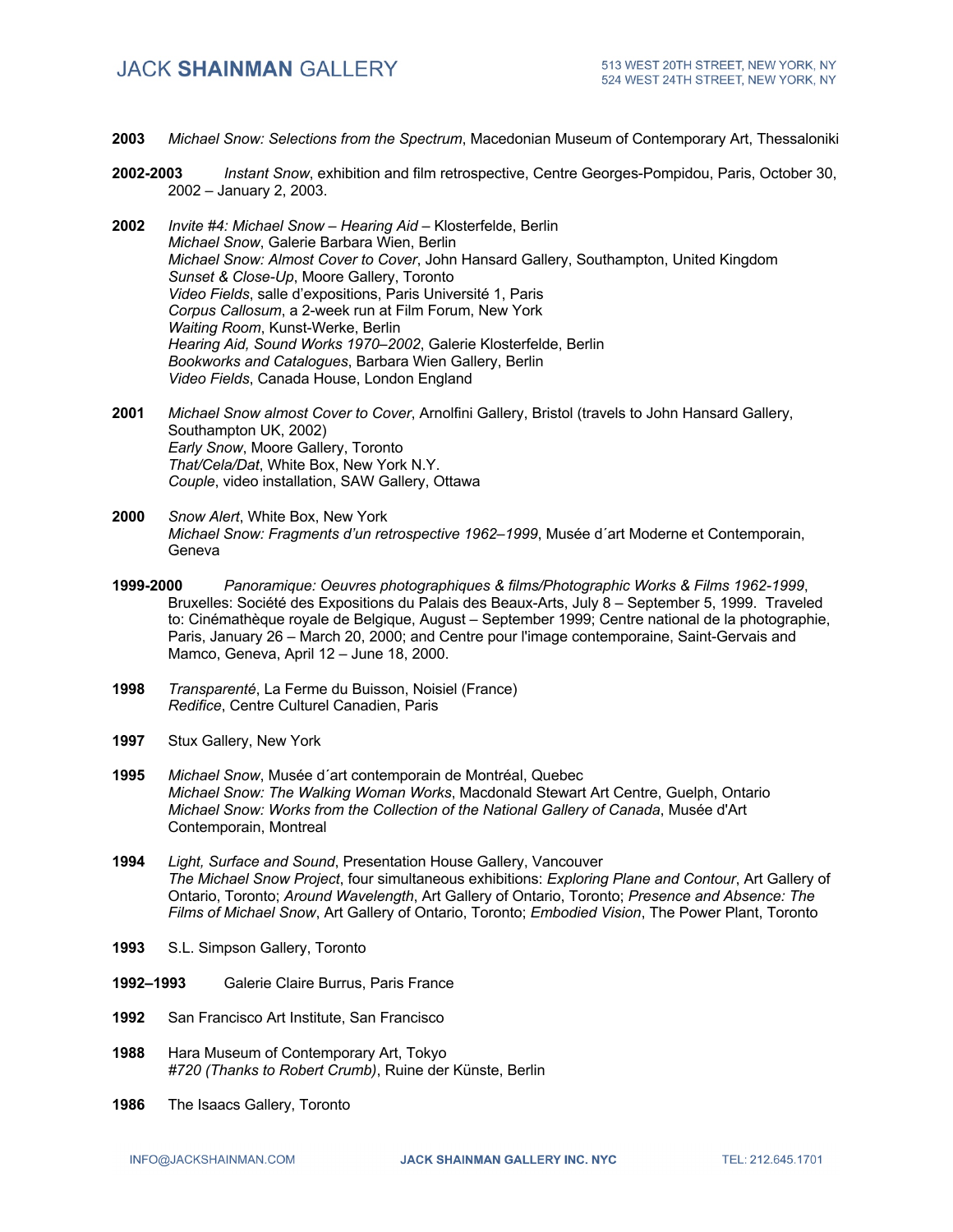**2003** *Michael Snow: Selections from the Spectrum*, Macedonian Museum of Contemporary Art, Thessaloniki

**2002-2003** *Instant Snow*, exhibition and film retrospective, Centre Georges-Pompidou, Paris, October 30, 2002 – January 2, 2003.

**2002** *Invite #4: Michael Snow – Hearing Aid* – Klosterfelde, Berlin
*Michael Snow*, Galerie Barbara Wien, Berlin
*Michael Snow: Almost Cover to Cover*, John Hansard Gallery, Southampton, United Kingdom
*Sunset & Close-Up*, Moore Gallery, Toronto
*Video Fields*, salle d'expositions, Paris Université 1, Paris
*Corpus Callosum*, a 2-week run at Film Forum, New York
*Waiting Room*, Kunst-Werke, Berlin
*Hearing Aid, Sound Works 1970–2002*, Galerie Klosterfelde, Berlin
*Bookworks and Catalogues*, Barbara Wien Gallery, Berlin
*Video Fields*, Canada House, London England

**2001** *Michael Snow almost Cover to Cover*, Arnolfini Gallery, Bristol (travels to John Hansard Gallery, Southampton UK, 2002)
*Early Snow*, Moore Gallery, Toronto
*That/Cela/Dat*, White Box, New York N.Y.
*Couple*, video installation, SAW Gallery, Ottawa

**2000** *Snow Alert*, White Box, New York
*Michael Snow: Fragments d'un retrospective 1962–1999*, Musée d´art Moderne et Contemporain, Geneva

**1999-2000** *Panoramique: Oeuvres photographiques & films/Photographic Works & Films 1962-1999*, Bruxelles: Société des Expositions du Palais des Beaux-Arts, July 8 – September 5, 1999. Traveled to: Cinémathèque royale de Belgique, August – September 1999; Centre national de la photographie, Paris, January 26 – March 20, 2000; and Centre pour l'image contemporaine, Saint-Gervais and Mamco, Geneva, April 12 – June 18, 2000.

**1998** *Transparenté*, La Ferme du Buisson, Noisiel (France)
*Redifice*, Centre Culturel Canadien, Paris

**1997** Stux Gallery, New York

**1995** *Michael Snow*, Musée d´art contemporain de Montréal, Quebec
*Michael Snow: The Walking Woman Works*, Macdonald Stewart Art Centre, Guelph, Ontario
*Michael Snow: Works from the Collection of the National Gallery of Canada*, Musée d'Art Contemporain, Montreal

**1994** *Light, Surface and Sound*, Presentation House Gallery, Vancouver
*The Michael Snow Project*, four simultaneous exhibitions: *Exploring Plane and Contour*, Art Gallery of Ontario, Toronto; *Around Wavelength*, Art Gallery of Ontario, Toronto; *Presence and Absence: The Films of Michael Snow*, Art Gallery of Ontario, Toronto; *Embodied Vision*, The Power Plant, Toronto

**1993** S.L. Simpson Gallery, Toronto

**1992–1993** Galerie Claire Burrus, Paris France

**1992** San Francisco Art Institute, San Francisco

**1988** Hara Museum of Contemporary Art, Tokyo
*#720 (Thanks to Robert Crumb)*, Ruine der Künste, Berlin

**1986** The Isaacs Gallery, Toronto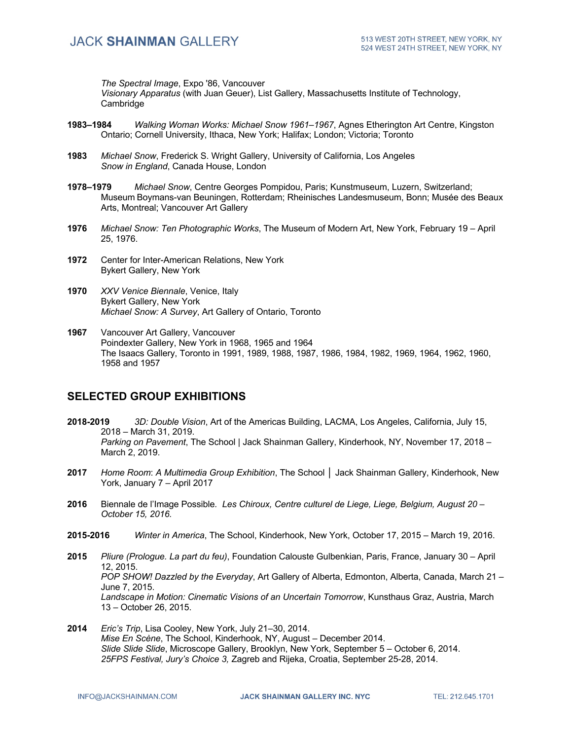*The Spectral Image*, Expo '86, Vancouver
*Visionary Apparatus* (with Juan Geuer), List Gallery, Massachusetts Institute of Technology, Cambridge

**1983–1984** *Walking Woman Works: Michael Snow 1961–1967*, Agnes Etherington Art Centre, Kingston Ontario; Cornell University, Ithaca, New York; Halifax; London; Victoria; Toronto

**1983** *Michael Snow*, Frederick S. Wright Gallery, University of California, Los Angeles
*Snow in England*, Canada House, London

**1978–1979** *Michael Snow*, Centre Georges Pompidou, Paris; Kunstmuseum, Luzern, Switzerland; Museum Boymans-van Beuningen, Rotterdam; Rheinisches Landesmuseum, Bonn; Musée des Beaux Arts, Montreal; Vancouver Art Gallery

**1976** *Michael Snow: Ten Photographic Works*, The Museum of Modern Art, New York, February 19 – April 25, 1976.

**1972** Center for Inter-American Relations, New York
Bykert Gallery, New York

**1970** *XXV Venice Biennale*, Venice, Italy
Bykert Gallery, New York
*Michael Snow: A Survey*, Art Gallery of Ontario, Toronto

**1967** Vancouver Art Gallery, Vancouver
Poindexter Gallery, New York in 1968, 1965 and 1964
The Isaacs Gallery, Toronto in 1991, 1989, 1988, 1987, 1986, 1984, 1982, 1969, 1964, 1962, 1960, 1958 and 1957

## SELECTED GROUP EXHIBITIONS

**2018-2019** *3D: Double Vision*, Art of the Americas Building, LACMA, Los Angeles, California, July 15, 2018 – March 31, 2019.
*Parking on Pavement*, The School | Jack Shainman Gallery, Kinderhook, NY, November 17, 2018 – March 2, 2019.

**2017** *Home Room*: *A Multimedia Group Exhibition*, The School │ Jack Shainman Gallery, Kinderhook, New York, January 7 – April 2017

**2016** Biennale de l'Image Possible*. Les Chiroux, Centre culturel de Liege, Liege, Belgium, August 20 – October 15, 2016.*

**2015-2016** *Winter in America*, The School, Kinderhook, New York, October 17, 2015 – March 19, 2016.

**2015** *Pliure (Prologue. La part du feu)*, Foundation Calouste Gulbenkian, Paris, France, January 30 – April 12, 2015.
*POP SHOW! Dazzled by the Everyday*, Art Gallery of Alberta, Edmonton, Alberta, Canada, March 21 – June 7, 2015.
*Landscape in Motion: Cinematic Visions of an Uncertain Tomorrow*, Kunsthaus Graz, Austria, March 13 – October 26, 2015.

**2014** *Eric's Trip*, Lisa Cooley, New York, July 21–30, 2014.
*Mise En Scène*, The School, Kinderhook, NY, August – December 2014.
*Slide Slide Slide*, Microscope Gallery, Brooklyn, New York, September 5 – October 6, 2014.
*25FPS Festival, Jury's Choice 3,* Zagreb and Rijeka, Croatia, September 25-28, 2014.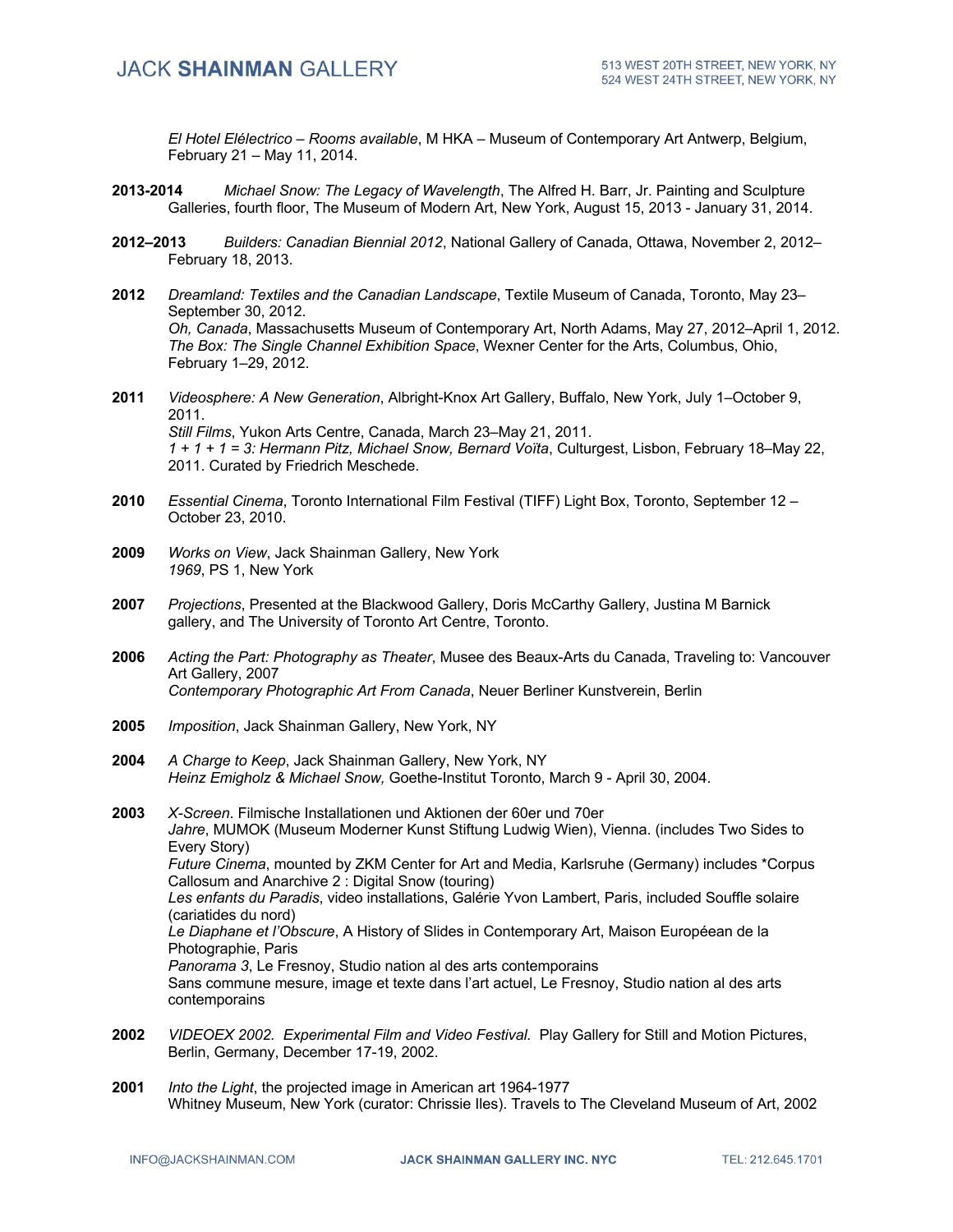*El Hotel Elélectrico – Rooms available*, M HKA – Museum of Contemporary Art Antwerp, Belgium, February 21 – May 11, 2014.

**2013-2014** *Michael Snow: The Legacy of Wavelength*, The Alfred H. Barr, Jr. Painting and Sculpture Galleries, fourth floor, The Museum of Modern Art, New York, August 15, 2013 - January 31, 2014.

**2012–2013** *Builders: Canadian Biennial 2012*, National Gallery of Canada, Ottawa, November 2, 2012–February 18, 2013.

**2012** *Dreamland: Textiles and the Canadian Landscape*, Textile Museum of Canada, Toronto, May 23–September 30, 2012.
*Oh, Canada*, Massachusetts Museum of Contemporary Art, North Adams, May 27, 2012–April 1, 2012.
*The Box: The Single Channel Exhibition Space*, Wexner Center for the Arts, Columbus, Ohio, February 1–29, 2012.

**2011** *Videosphere: A New Generation*, Albright-Knox Art Gallery, Buffalo, New York, July 1–October 9, 2011.
*Still Films*, Yukon Arts Centre, Canada, March 23–May 21, 2011.
*1 + 1 + 1 = 3: Hermann Pitz, Michael Snow, Bernard Voïta*, Culturgest, Lisbon, February 18–May 22, 2011. Curated by Friedrich Meschede.

**2010** *Essential Cinema*, Toronto International Film Festival (TIFF) Light Box, Toronto, September 12 – October 23, 2010.

**2009** *Works on View*, Jack Shainman Gallery, New York
*1969*, PS 1, New York

**2007** *Projections*, Presented at the Blackwood Gallery, Doris McCarthy Gallery, Justina M Barnick gallery, and The University of Toronto Art Centre, Toronto.

**2006** *Acting the Part: Photography as Theater*, Musee des Beaux-Arts du Canada, Traveling to: Vancouver Art Gallery, 2007
*Contemporary Photographic Art From Canada*, Neuer Berliner Kunstverein, Berlin

**2005** *Imposition*, Jack Shainman Gallery, New York, NY

**2004** *A Charge to Keep*, Jack Shainman Gallery, New York, NY
*Heinz Emigholz & Michael Snow,* Goethe-Institut Toronto, March 9 - April 30, 2004.

**2003** *X-Screen*. Filmische Installationen und Aktionen der 60er und 70er *Jahre*, MUMOK (Museum Moderner Kunst Stiftung Ludwig Wien), Vienna. (includes Two Sides to Every Story)
*Future Cinema*, mounted by ZKM Center for Art and Media, Karlsruhe (Germany) includes *Corpus Callosum and Anarchive 2 : Digital Snow (touring)
*Les enfants du Paradis*, video installations, Galérie Yvon Lambert, Paris, included Souffle solaire (cariatides du nord)
*Le Diaphane et l'Obscure*, A History of Slides in Contemporary Art, Maison Européean de la Photographie, Paris
*Panorama 3*, Le Fresnoy, Studio nation al des arts contemporains
Sans commune mesure, image et texte dans l'art actuel, Le Fresnoy, Studio nation al des arts contemporains

**2002** *VIDEOEX 2002. Experimental Film and Video Festival.* Play Gallery for Still and Motion Pictures, Berlin, Germany, December 17-19, 2002.

**2001** *Into the Light*, the projected image in American art 1964-1977
Whitney Museum, New York (curator: Chrissie Iles). Travels to The Cleveland Museum of Art, 2002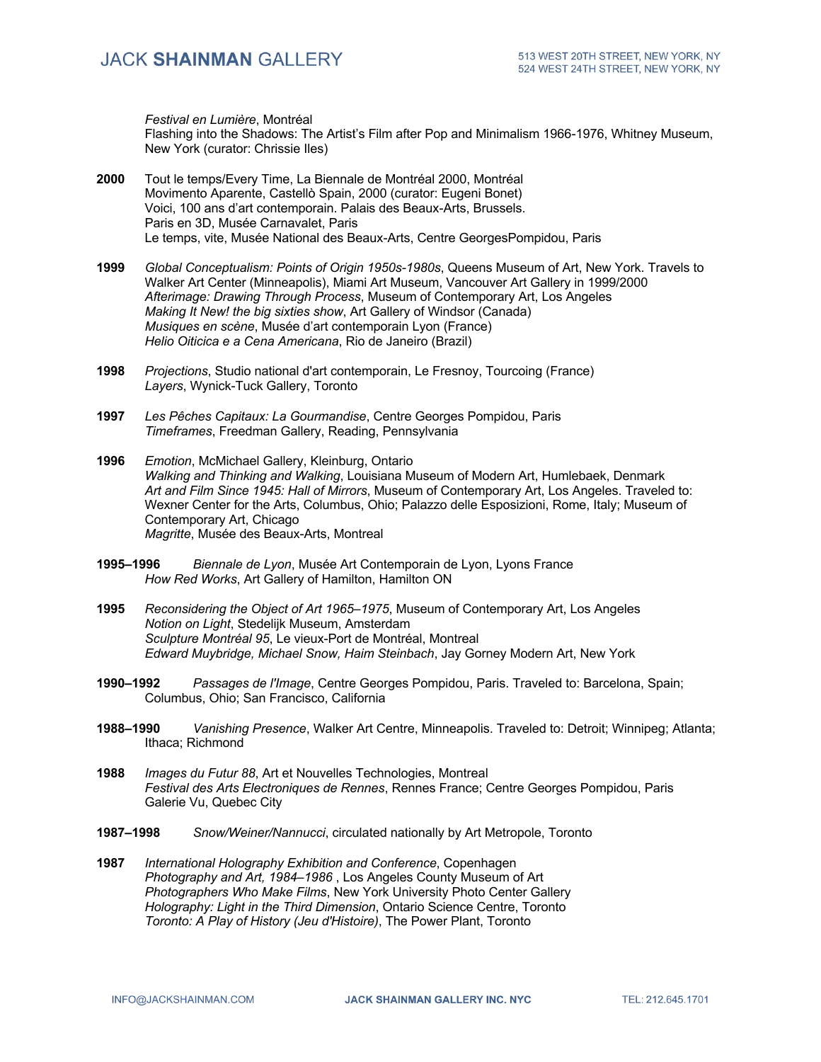*Festival en Lumière*, Montréal
Flashing into the Shadows: The Artist's Film after Pop and Minimalism 1966-1976, Whitney Museum, New York (curator: Chrissie Iles)

**2000** Tout le temps/Every Time, La Biennale de Montréal 2000, Montréal
Movimento Aparente, Castellò Spain, 2000 (curator: Eugeni Bonet)
Voici, 100 ans d'art contemporain. Palais des Beaux-Arts, Brussels.
Paris en 3D, Musée Carnavalet, Paris
Le temps, vite, Musée National des Beaux-Arts, Centre GeorgesPompidou, Paris

**1999** *Global Conceptualism: Points of Origin 1950s-1980s*, Queens Museum of Art, New York. Travels to Walker Art Center (Minneapolis), Miami Art Museum, Vancouver Art Gallery in 1999/2000
*Afterimage: Drawing Through Process*, Museum of Contemporary Art, Los Angeles
*Making It New! the big sixties show*, Art Gallery of Windsor (Canada)
*Musiques en scène*, Musée d'art contemporain Lyon (France)
*Helio Oiticica e a Cena Americana*, Rio de Janeiro (Brazil)

**1998** *Projections*, Studio national d'art contemporain, Le Fresnoy, Tourcoing (France)
*Layers*, Wynick-Tuck Gallery, Toronto

**1997** *Les Pêches Capitaux: La Gourmandise*, Centre Georges Pompidou, Paris
*Timeframes*, Freedman Gallery, Reading, Pennsylvania

**1996** *Emotion*, McMichael Gallery, Kleinburg, Ontario
*Walking and Thinking and Walking*, Louisiana Museum of Modern Art, Humlebaek, Denmark
*Art and Film Since 1945: Hall of Mirrors*, Museum of Contemporary Art, Los Angeles. Traveled to: Wexner Center for the Arts, Columbus, Ohio; Palazzo delle Esposizioni, Rome, Italy; Museum of Contemporary Art, Chicago
*Magritte*, Musée des Beaux-Arts, Montreal

**1995–1996** *Biennale de Lyon*, Musée Art Contemporain de Lyon, Lyons France
*How Red Works*, Art Gallery of Hamilton, Hamilton ON

**1995** *Reconsidering the Object of Art 1965–1975*, Museum of Contemporary Art, Los Angeles
*Notion on Light*, Stedelijk Museum, Amsterdam
*Sculpture Montréal 95*, Le vieux-Port de Montréal, Montreal
*Edward Muybridge, Michael Snow, Haim Steinbach*, Jay Gorney Modern Art, New York

**1990–1992** *Passages de l'Image*, Centre Georges Pompidou, Paris. Traveled to: Barcelona, Spain; Columbus, Ohio; San Francisco, California

**1988–1990** *Vanishing Presence*, Walker Art Centre, Minneapolis. Traveled to: Detroit; Winnipeg; Atlanta; Ithaca; Richmond

**1988** *Images du Futur 88*, Art et Nouvelles Technologies, Montreal
*Festival des Arts Electroniques de Rennes*, Rennes France; Centre Georges Pompidou, Paris
Galerie Vu, Quebec City

**1987–1998** *Snow/Weiner/Nannucci*, circulated nationally by Art Metropole, Toronto

**1987** *International Holography Exhibition and Conference*, Copenhagen
*Photography and Art, 1984–1986* , Los Angeles County Museum of Art
*Photographers Who Make Films*, New York University Photo Center Gallery
*Holography: Light in the Third Dimension*, Ontario Science Centre, Toronto
*Toronto: A Play of History (Jeu d'Histoire)*, The Power Plant, Toronto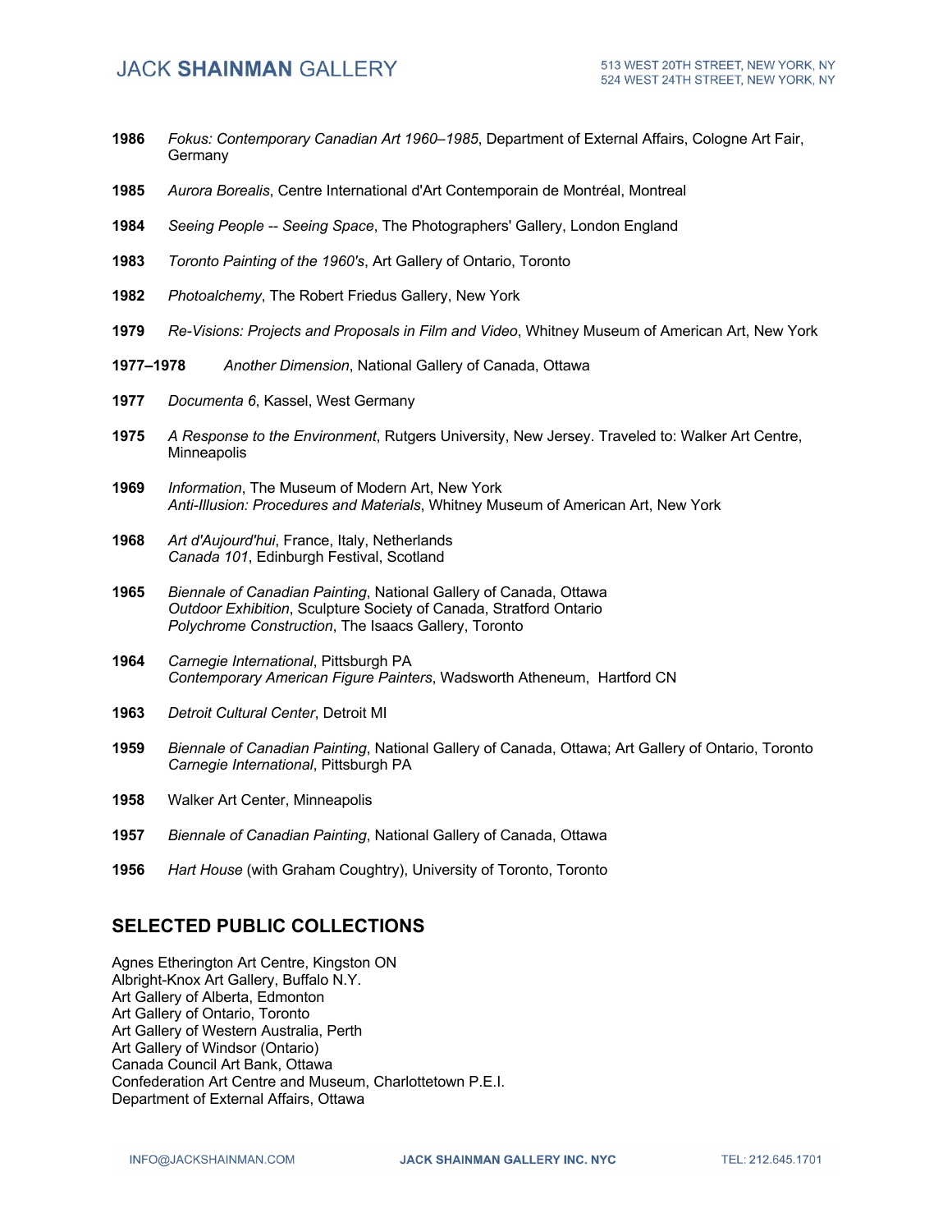**1986** *Fokus: Contemporary Canadian Art 1960–1985*, Department of External Affairs, Cologne Art Fair, Germany

**1985** *Aurora Borealis*, Centre International d'Art Contemporain de Montréal, Montreal

**1984** *Seeing People -- Seeing Space*, The Photographers' Gallery, London England

**1983** *Toronto Painting of the 1960's*, Art Gallery of Ontario, Toronto

**1982** *Photoalchemy*, The Robert Friedus Gallery, New York

**1979** *Re-Visions: Projects and Proposals in Film and Video*, Whitney Museum of American Art, New York

**1977–1978** *Another Dimension*, National Gallery of Canada, Ottawa

**1977** *Documenta 6*, Kassel, West Germany

**1975** *A Response to the Environment*, Rutgers University, New Jersey. Traveled to: Walker Art Centre, Minneapolis

**1969** *Information*, The Museum of Modern Art, New York
*Anti-Illusion: Procedures and Materials*, Whitney Museum of American Art, New York

**1968** *Art d'Aujourd'hui*, France, Italy, Netherlands
*Canada 101*, Edinburgh Festival, Scotland

**1965** *Biennale of Canadian Painting*, National Gallery of Canada, Ottawa
*Outdoor Exhibition*, Sculpture Society of Canada, Stratford Ontario
*Polychrome Construction*, The Isaacs Gallery, Toronto

**1964** *Carnegie International*, Pittsburgh PA
*Contemporary American Figure Painters*, Wadsworth Atheneum, Hartford CN

**1963** *Detroit Cultural Center*, Detroit MI

**1959** *Biennale of Canadian Painting*, National Gallery of Canada, Ottawa; Art Gallery of Ontario, Toronto
*Carnegie International*, Pittsburgh PA

**1958** Walker Art Center, Minneapolis

**1957** *Biennale of Canadian Painting*, National Gallery of Canada, Ottawa

**1956** *Hart House* (with Graham Coughtry), University of Toronto, Toronto

## SELECTED PUBLIC COLLECTIONS

Agnes Etherington Art Centre, Kingston ON
Albright-Knox Art Gallery, Buffalo N.Y.
Art Gallery of Alberta, Edmonton
Art Gallery of Ontario, Toronto
Art Gallery of Western Australia, Perth
Art Gallery of Windsor (Ontario)
Canada Council Art Bank, Ottawa
Confederation Art Centre and Museum, Charlottetown P.E.I.
Department of External Affairs, Ottawa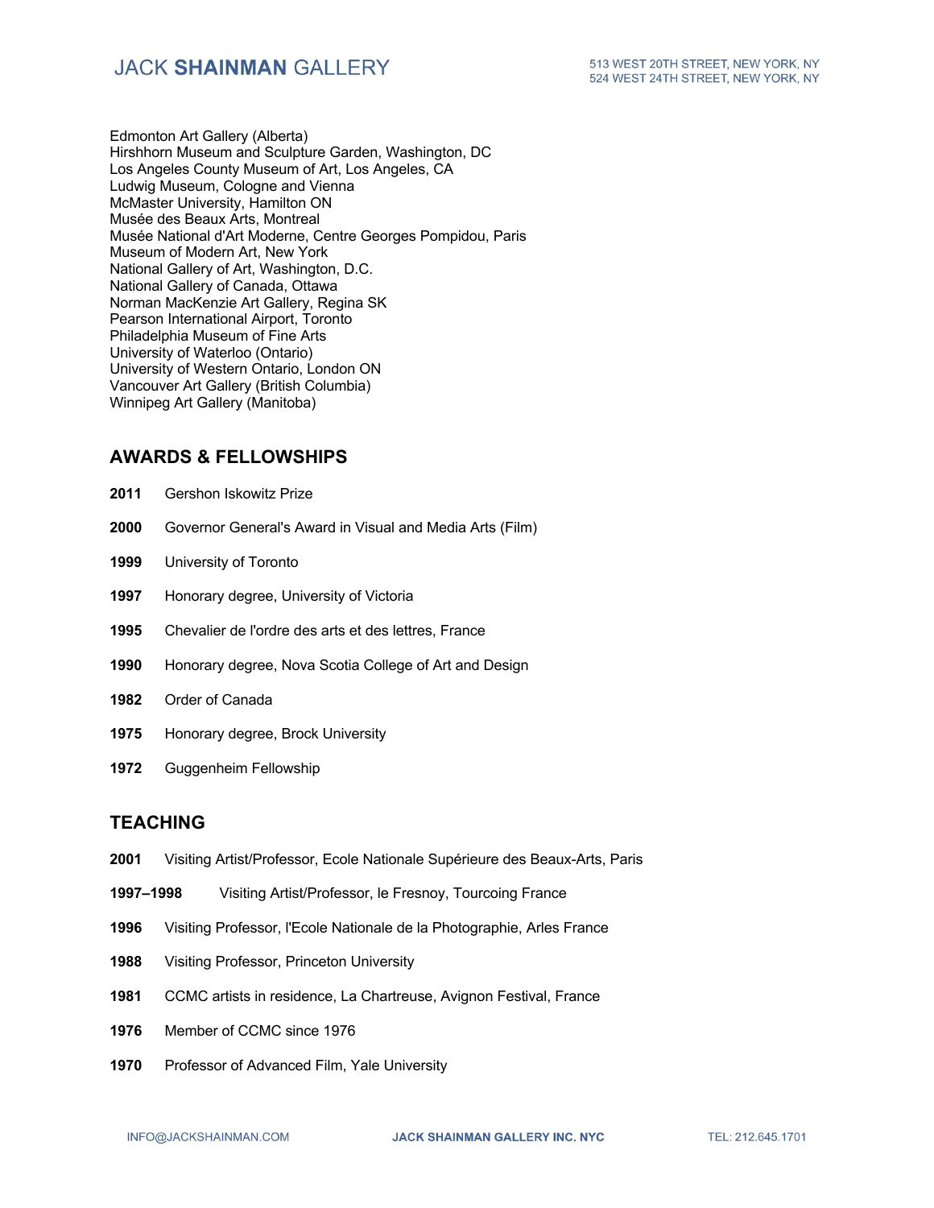Edmonton Art Gallery (Alberta)
Hirshhorn Museum and Sculpture Garden, Washington, DC
Los Angeles County Museum of Art, Los Angeles, CA
Ludwig Museum, Cologne and Vienna
McMaster University, Hamilton ON
Musée des Beaux Arts, Montreal
Musée National d'Art Moderne, Centre Georges Pompidou, Paris
Museum of Modern Art, New York
National Gallery of Art, Washington, D.C.
National Gallery of Canada, Ottawa
Norman MacKenzie Art Gallery, Regina SK
Pearson International Airport, Toronto
Philadelphia Museum of Fine Arts
University of Waterloo (Ontario)
University of Western Ontario, London ON
Vancouver Art Gallery (British Columbia)
Winnipeg Art Gallery (Manitoba)

## AWARDS & FELLOWSHIPS

**2011** Gershon Iskowitz Prize

**2000** Governor General's Award in Visual and Media Arts (Film)

**1999** University of Toronto

**1997** Honorary degree, University of Victoria

**1995** Chevalier de l'ordre des arts et des lettres, France

**1990** Honorary degree, Nova Scotia College of Art and Design

**1982** Order of Canada

**1975** Honorary degree, Brock University

**1972** Guggenheim Fellowship

## TEACHING

**2001** Visiting Artist/Professor, Ecole Nationale Supérieure des Beaux-Arts, Paris

**1997–1998** Visiting Artist/Professor, le Fresnoy, Tourcoing France

**1996** Visiting Professor, l'Ecole Nationale de la Photographie, Arles France

**1988** Visiting Professor, Princeton University

**1981** CCMC artists in residence, La Chartreuse, Avignon Festival, France

**1976** Member of CCMC since 1976

**1970** Professor of Advanced Film, Yale University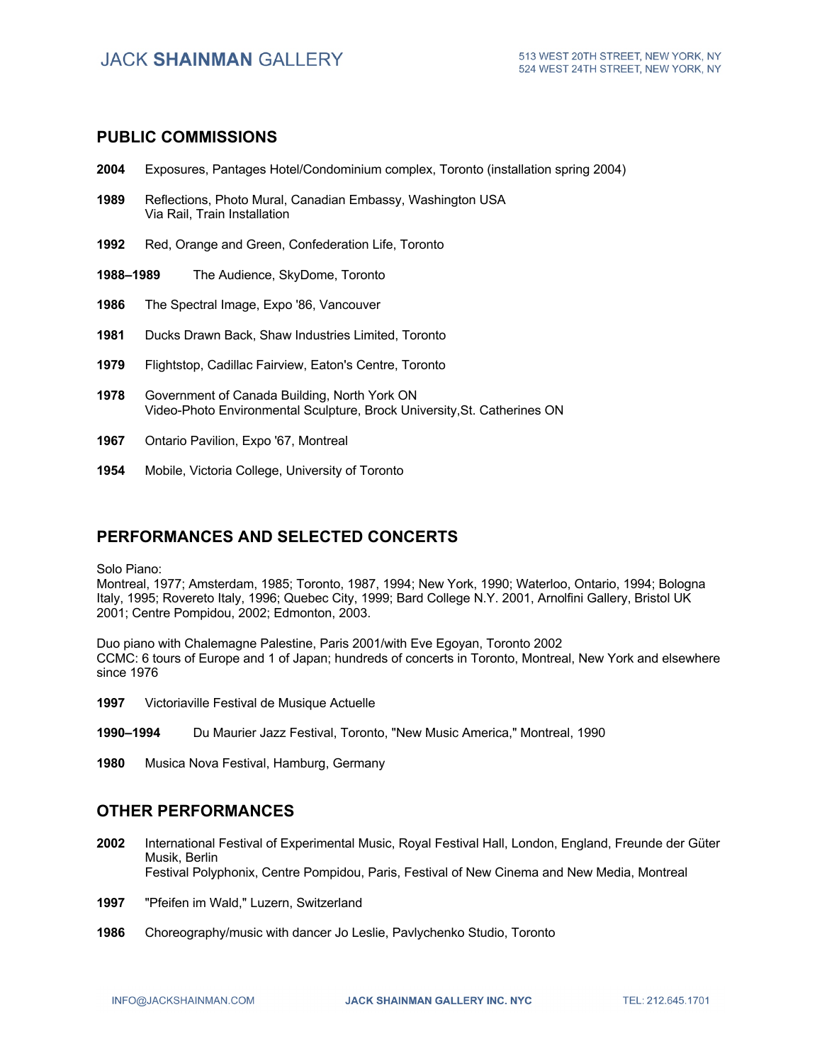## PUBLIC COMMISSIONS

**2004** Exposures, Pantages Hotel/Condominium complex, Toronto (installation spring 2004)

**1989** Reflections, Photo Mural, Canadian Embassy, Washington USA
Via Rail, Train Installation

**1992** Red, Orange and Green, Confederation Life, Toronto

**1988–1989** The Audience, SkyDome, Toronto

**1986** The Spectral Image, Expo '86, Vancouver

**1981** Ducks Drawn Back, Shaw Industries Limited, Toronto

**1979** Flightstop, Cadillac Fairview, Eaton's Centre, Toronto

**1978** Government of Canada Building, North York ON
Video-Photo Environmental Sculpture, Brock University,St. Catherines ON

**1967** Ontario Pavilion, Expo '67, Montreal

**1954** Mobile, Victoria College, University of Toronto

## PERFORMANCES AND SELECTED CONCERTS

Solo Piano:
Montreal, 1977; Amsterdam, 1985; Toronto, 1987, 1994; New York, 1990; Waterloo, Ontario, 1994; Bologna Italy, 1995; Rovereto Italy, 1996; Quebec City, 1999; Bard College N.Y. 2001, Arnolfini Gallery, Bristol UK 2001; Centre Pompidou, 2002; Edmonton, 2003.

Duo piano with Chalemagne Palestine, Paris 2001/with Eve Egoyan, Toronto 2002
CCMC: 6 tours of Europe and 1 of Japan; hundreds of concerts in Toronto, Montreal, New York and elsewhere since 1976

**1997** Victoriaville Festival de Musique Actuelle

**1990–1994** Du Maurier Jazz Festival, Toronto, "New Music America," Montreal, 1990

**1980** Musica Nova Festival, Hamburg, Germany

## OTHER PERFORMANCES

**2002** International Festival of Experimental Music, Royal Festival Hall, London, England, Freunde der Güter Musik, Berlin
Festival Polyphonix, Centre Pompidou, Paris, Festival of New Cinema and New Media, Montreal

**1997** "Pfeifen im Wald," Luzern, Switzerland

**1986** Choreography/music with dancer Jo Leslie, Pavlychenko Studio, Toronto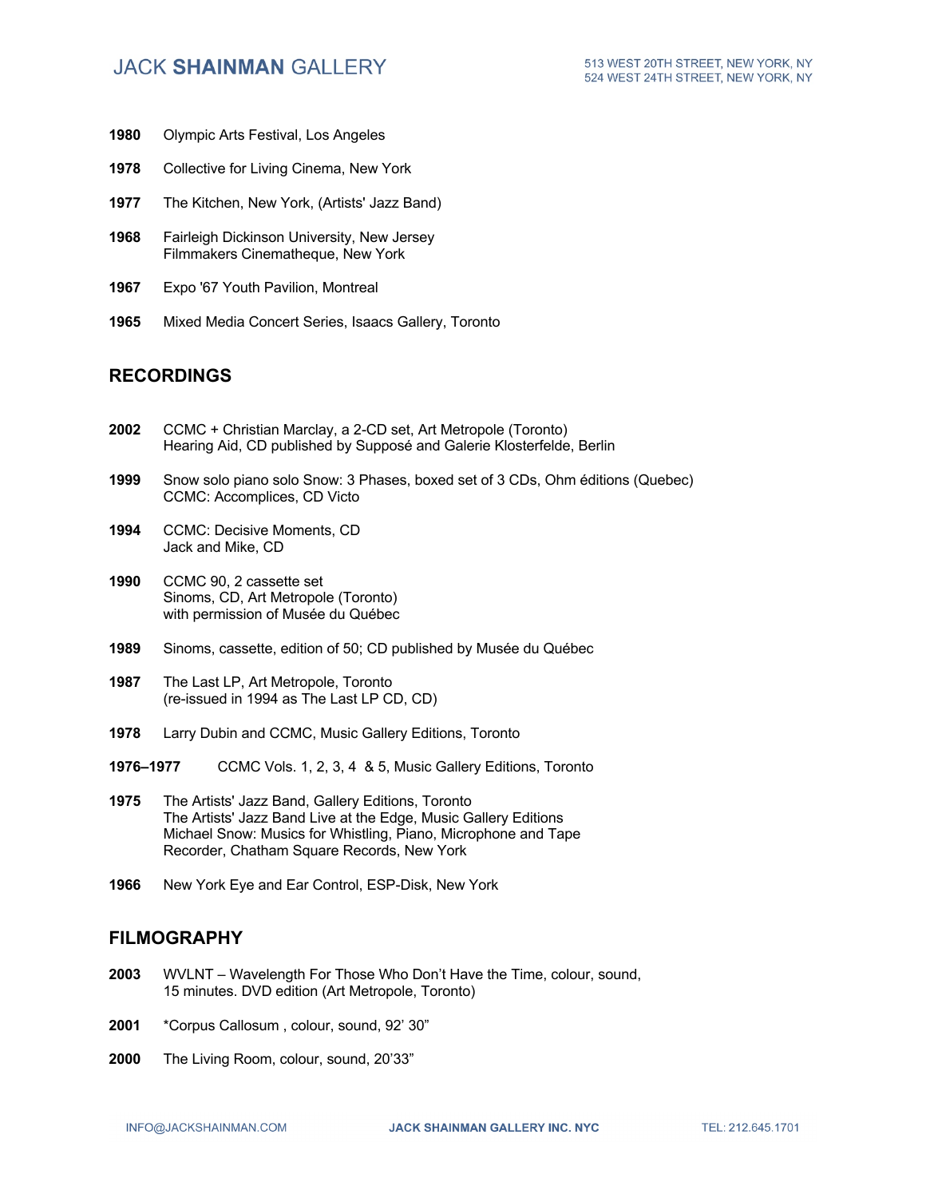**1980** Olympic Arts Festival, Los Angeles

**1978** Collective for Living Cinema, New York

**1977** The Kitchen, New York, (Artists' Jazz Band)

**1968** Fairleigh Dickinson University, New Jersey
Filmmakers Cinematheque, New York

**1967** Expo '67 Youth Pavilion, Montreal

**1965** Mixed Media Concert Series, Isaacs Gallery, Toronto

## RECORDINGS

**2002** CCMC + Christian Marclay, a 2-CD set, Art Metropole (Toronto)
Hearing Aid, CD published by Supposé and Galerie Klosterfelde, Berlin

**1999** Snow solo piano solo Snow: 3 Phases, boxed set of 3 CDs, Ohm éditions (Quebec)
CCMC: Accomplices, CD Victo

**1994** CCMC: Decisive Moments, CD
Jack and Mike, CD

**1990** CCMC 90, 2 cassette set
Sinoms, CD, Art Metropole (Toronto)
with permission of Musée du Québec

**1989** Sinoms, cassette, edition of 50; CD published by Musée du Québec

**1987** The Last LP, Art Metropole, Toronto
(re-issued in 1994 as The Last LP CD, CD)

**1978** Larry Dubin and CCMC, Music Gallery Editions, Toronto

**1976–1977** CCMC Vols. 1, 2, 3, 4 & 5, Music Gallery Editions, Toronto

**1975** The Artists' Jazz Band, Gallery Editions, Toronto
The Artists' Jazz Band Live at the Edge, Music Gallery Editions
Michael Snow: Musics for Whistling, Piano, Microphone and Tape Recorder, Chatham Square Records, New York

**1966** New York Eye and Ear Control, ESP-Disk, New York

## FILMOGRAPHY

**2003** WVLNT – Wavelength For Those Who Don't Have the Time, colour, sound, 15 minutes. DVD edition (Art Metropole, Toronto)

**2001** *Corpus Callosum , colour, sound, 92' 30"

**2000** The Living Room, colour, sound, 20'33"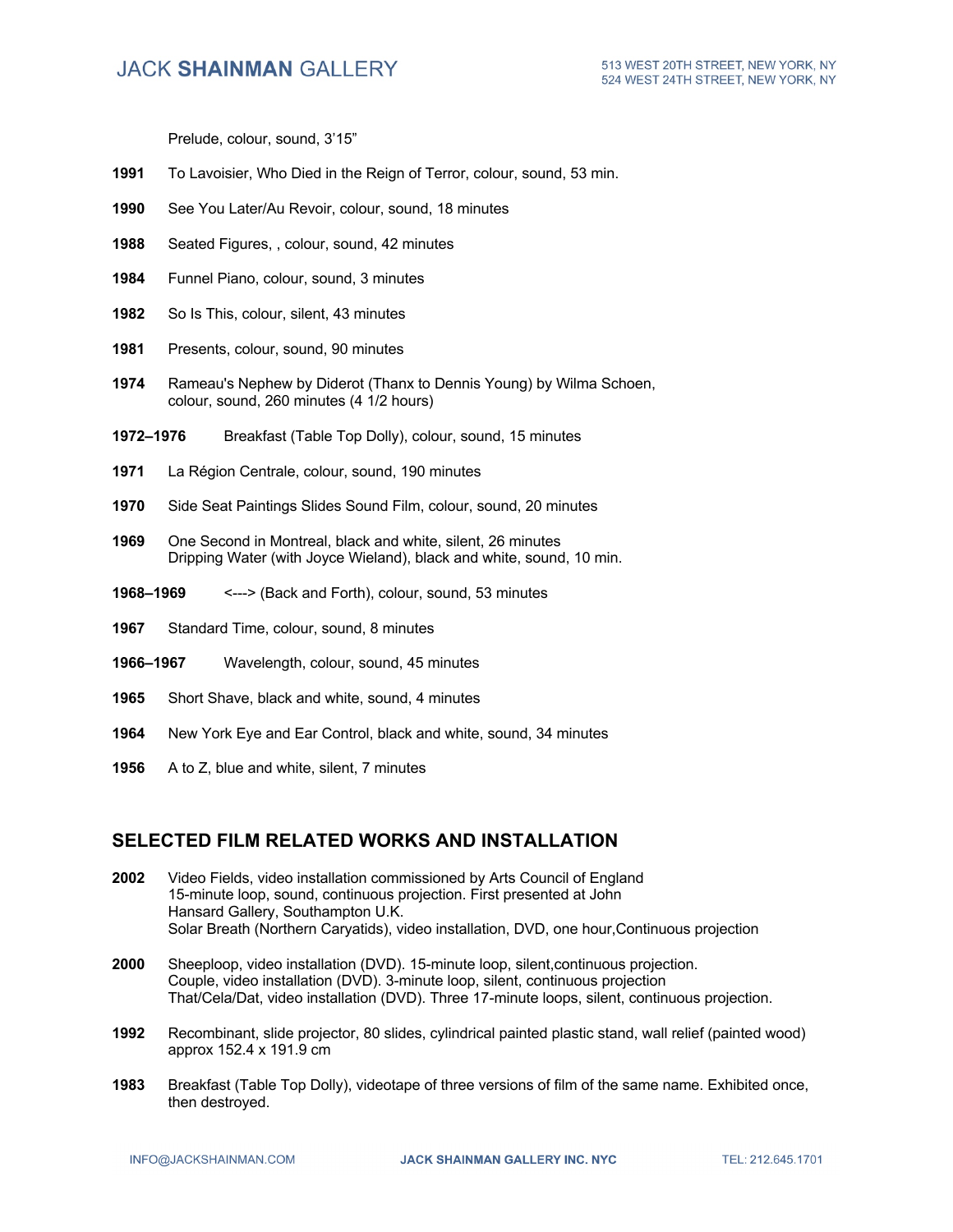Prelude, colour, sound, 3’15”

**1991** To Lavoisier, Who Died in the Reign of Terror, colour, sound, 53 min.

**1990** See You Later/Au Revoir, colour, sound, 18 minutes

**1988** Seated Figures, , colour, sound, 42 minutes

**1984** Funnel Piano, colour, sound, 3 minutes

**1982** So Is This, colour, silent, 43 minutes

**1981** Presents, colour, sound, 90 minutes

**1974** Rameau's Nephew by Diderot (Thanx to Dennis Young) by Wilma Schoen, colour, sound, 260 minutes (4 1/2 hours)

**1972–1976** Breakfast (Table Top Dolly), colour, sound, 15 minutes

**1971** La Région Centrale, colour, sound, 190 minutes

**1970** Side Seat Paintings Slides Sound Film, colour, sound, 20 minutes

**1969** One Second in Montreal, black and white, silent, 26 minutes
Dripping Water (with Joyce Wieland), black and white, sound, 10 min.

**1968–1969** <---> (Back and Forth), colour, sound, 53 minutes

**1967** Standard Time, colour, sound, 8 minutes

**1966–1967** Wavelength, colour, sound, 45 minutes

**1965** Short Shave, black and white, sound, 4 minutes

**1964** New York Eye and Ear Control, black and white, sound, 34 minutes

**1956** A to Z, blue and white, silent, 7 minutes

## SELECTED FILM RELATED WORKS AND INSTALLATION

**2002** Video Fields, video installation commissioned by Arts Council of England 15-minute loop, sound, continuous projection. First presented at John Hansard Gallery, Southampton U.K.
Solar Breath (Northern Caryatids), video installation, DVD, one hour,Continuous projection

**2000** Sheeploop, video installation (DVD). 15-minute loop, silent,continuous projection.
Couple, video installation (DVD). 3-minute loop, silent, continuous projection
That/Cela/Dat, video installation (DVD). Three 17-minute loops, silent, continuous projection.

**1992** Recombinant, slide projector, 80 slides, cylindrical painted plastic stand, wall relief (painted wood) approx 152.4 x 191.9 cm

**1983** Breakfast (Table Top Dolly), videotape of three versions of film of the same name. Exhibited once, then destroyed.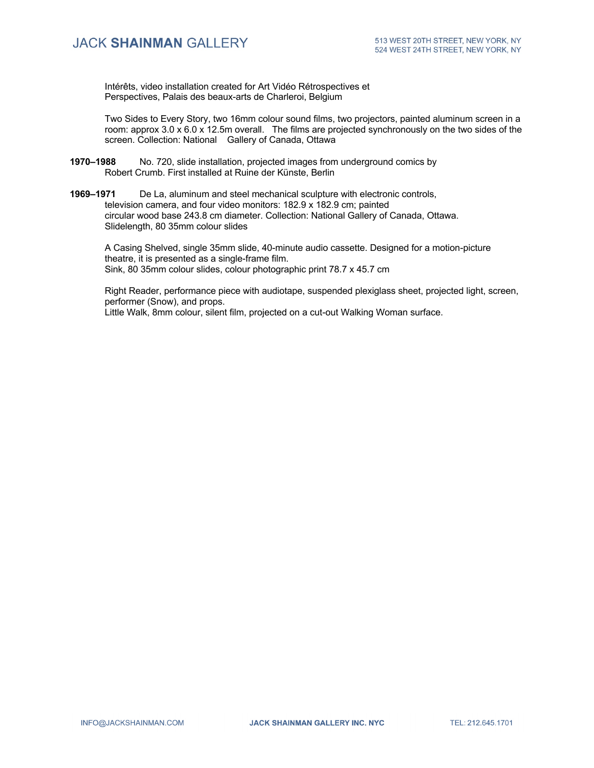Intérêts, video installation created for Art Vidéo Rétrospectives et Perspectives, Palais des beaux-arts de Charleroi, Belgium

Two Sides to Every Story, two 16mm colour sound films, two projectors, painted aluminum screen in a room: approx 3.0 x 6.0 x 12.5m overall. The films are projected synchronously on the two sides of the screen. Collection: National Gallery of Canada, Ottawa

**1970–1988** No. 720, slide installation, projected images from underground comics by Robert Crumb. First installed at Ruine der Künste, Berlin

**1969–1971** De La, aluminum and steel mechanical sculpture with electronic controls, television camera, and four video monitors: 182.9 x 182.9 cm; painted circular wood base 243.8 cm diameter. Collection: National Gallery of Canada, Ottawa.
Slidelength, 80 35mm colour slides

A Casing Shelved, single 35mm slide, 40-minute audio cassette. Designed for a motion-picture theatre, it is presented as a single-frame film.
Sink, 80 35mm colour slides, colour photographic print 78.7 x 45.7 cm

Right Reader, performance piece with audiotape, suspended plexiglass sheet, projected light, screen, performer (Snow), and props.
Little Walk, 8mm colour, silent film, projected on a cut-out Walking Woman surface.